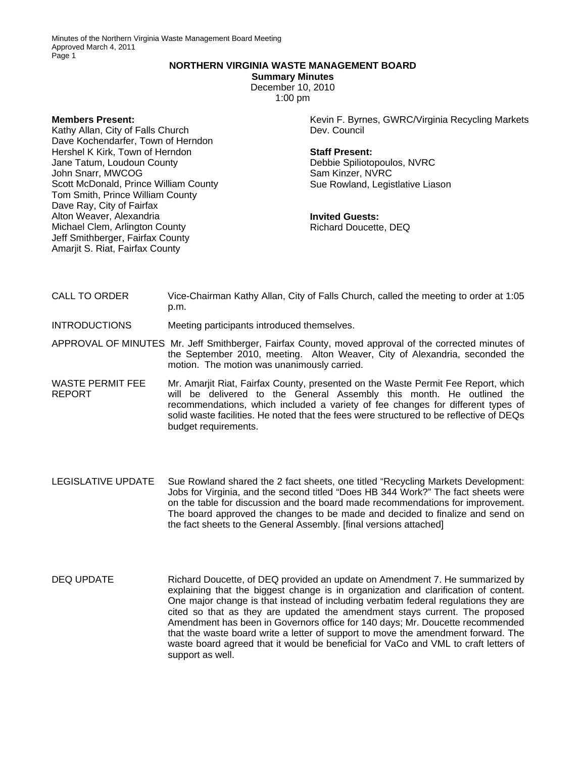# NORTHERN VIRGINIA WASTE MANAGEMENT BOARD

**Summary Minutes**
December 10, 2010
1:00 pm

**Members Present:**
Kathy Allan, City of Falls Church
Dave Kochendarfer, Town of Herndon
Hershel K Kirk, Town of Herndon
Jane Tatum, Loudoun County
John Snarr, MWCOG
Scott McDonald, Prince William County
Tom Smith, Prince William County
Dave Ray, City of Fairfax
Alton Weaver, Alexandria
Michael Clem, Arlington County
Jeff Smithberger, Fairfax County
Amarjit S. Riat, Fairfax County
Kevin F. Byrnes, GWRC/Virginia Recycling Markets Dev. Council

**Staff Present:**
Debbie Spiliotopoulos, NVRC
Sam Kinzer, NVRC
Sue Rowland, Legislative Liason

**Invited Guests:**
Richard Doucette, DEQ

| | |
|---|---|
| CALL TO ORDER | Vice-Chairman Kathy Allan, City of Falls Church, called the meeting to order at 1:05 p.m. |
| INTRODUCTIONS | Meeting participants introduced themselves. |
| APPROVAL OF MINUTES | Mr. Jeff Smithberger, Fairfax County, moved approval of the corrected minutes of the September 2010, meeting. Alton Weaver, City of Alexandria, seconded the motion. The motion was unanimously carried. |
| WASTE PERMIT FEE REPORT | Mr. Amarjit Riat, Fairfax County, presented on the Waste Permit Fee Report, which will be delivered to the General Assembly this month. He outlined the recommendations, which included a variety of fee changes for different types of solid waste facilities. He noted that the fees were structured to be reflective of DEQs budget requirements. |
| LEGISLATIVE UPDATE | Sue Rowland shared the 2 fact sheets, one titled "Recycling Markets Development: Jobs for Virginia, and the second titled "Does HB 344 Work?" The fact sheets were on the table for discussion and the board made recommendations for improvement. The board approved the changes to be made and decided to finalize and send on the fact sheets to the General Assembly. [final versions attached] |
| DEQ UPDATE | Richard Doucette, of DEQ provided an update on Amendment 7. He summarized by explaining that the biggest change is in organization and clarification of content. One major change is that instead of including verbatim federal regulations they are cited so that as they are updated the amendment stays current. The proposed Amendment has been in Governors office for 140 days; Mr. Doucette recommended that the waste board write a letter of support to move the amendment forward. The waste board agreed that it would be beneficial for VaCo and VML to craft letters of support as well. |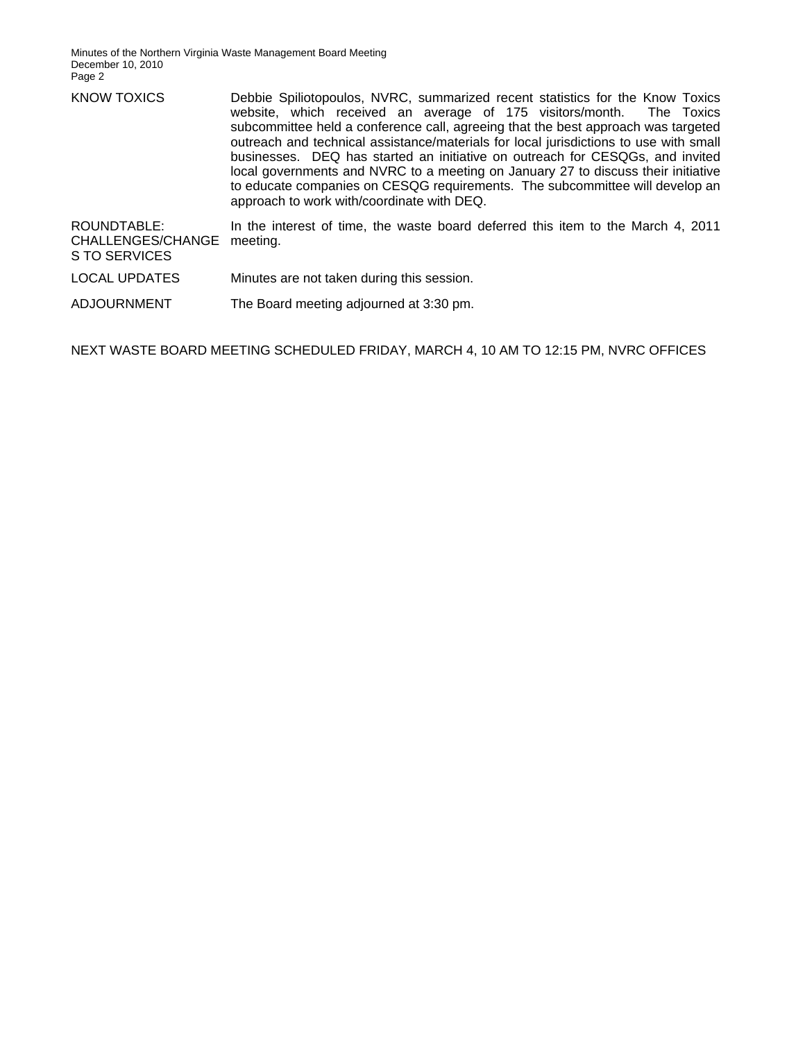| | |
|---|---|
| KNOW TOXICS | Debbie Spiliotopoulos, NVRC, summarized recent statistics for the Know Toxics website, which received an average of 175 visitors/month. The Toxics subcommittee held a conference call, agreeing that the best approach was targeted outreach and technical assistance/materials for local jurisdictions to use with small businesses. DEQ has started an initiative on outreach for CESQGs, and invited local governments and NVRC to a meeting on January 27 to discuss their initiative to educate companies on CESQG requirements. The subcommittee will develop an approach to work with/coordinate with DEQ. |
| ROUNDTABLE: CHALLENGES/CHANGES TO SERVICES | In the interest of time, the waste board deferred this item to the March 4, 2011 meeting. |
| LOCAL UPDATES | Minutes are not taken during this session. |
| ADJOURNMENT | The Board meeting adjourned at 3:30 pm. |

NEXT WASTE BOARD MEETING SCHEDULED FRIDAY, MARCH 4, 10 AM TO 12:15 PM, NVRC OFFICES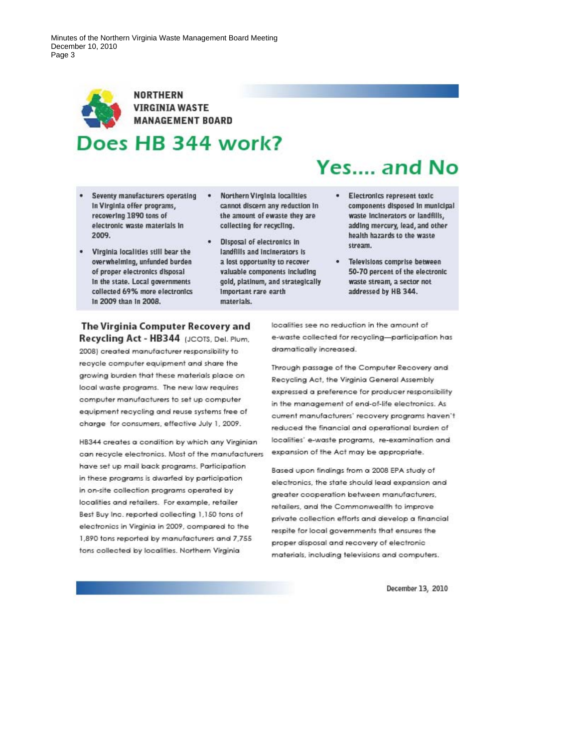**NORTHERN VIRGINIA WASTE MANAGEMENT BOARD**

# Does HB 344 work?

## Yes.... and No

- Seventy manufacturers operating in Virginia offer programs, recovering 1890 tons of electronic waste materials in 2009.
- Virginia localities still bear the overwhelming, unfunded burden of proper electronics disposal in the state. Local governments collected 69% more electronics in 2009 than in 2008.
- Northern Virginia localities cannot discern any reduction in the amount of ewaste they are collecting for recycling.
- Disposal of electronics in landfills and incinerators is a lost opportunity to recover valuable components including gold, platinum, and strategically important rare earth materials.
- Electronics represent toxic components disposed in municipal waste incinerators or landfills, adding mercury, lead, and other health hazards to the waste stream.
- Televisions comprise between 50-70 percent of the electronic waste stream, a sector not addressed by HB 344.

### The Virginia Computer Recovery and Recycling Act - HB344 (JCOTS, Del. Plum, 2008)

created manufacturer responsibility to recycle computer equipment and share the growing burden that these materials place on local waste programs. The new law requires computer manufacturers to set up computer equipment recycling and reuse systems free of charge for consumers, effective July 1, 2009.

HB344 creates a condition by which any Virginian can recycle electronics. Most of the manufacturers have set up mail back programs. Participation in these programs is dwarfed by participation in on-site collection programs operated by localities and retailers. For example, retailer Best Buy Inc. reported collecting 1,150 tons of electronics in Virginia in 2009, compared to the 1,890 tons reported by manufacturers and 7,755 tons collected by localities. Northern Virginia localities see no reduction in the amount of e-waste collected for recycling—participation has dramatically increased.

Through passage of the Computer Recovery and Recycling Act, the Virginia General Assembly expressed a preference for producer responsibility in the management of end-of-life electronics. As current manufacturers' recovery programs haven't reduced the financial and operational burden of localities' e-waste programs, re-examination and expansion of the Act may be appropriate.

Based upon findings from a 2008 EPA study of electronics, the state should lead expansion and greater cooperation between manufacturers, retailers, and the Commonwealth to improve private collection efforts and develop a financial respite for local governments that ensures the proper disposal and recovery of electronic materials, including televisions and computers.

December 13, 2010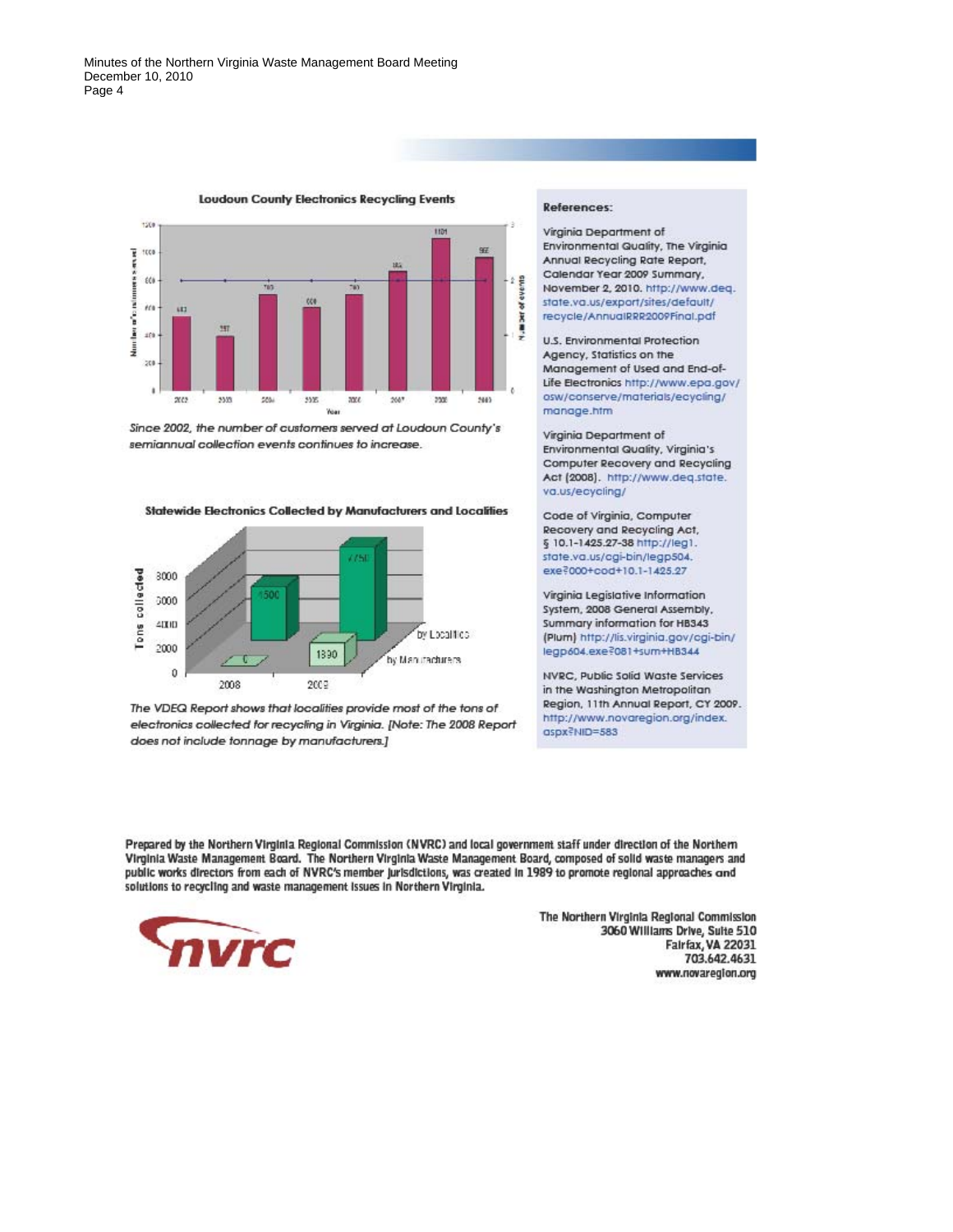### Loudoun County Electronics Recycling Events

*Since 2002, the number of customers served at Loudoun County's semiannual collection events continues to increase.*

### Statewide Electronics Collected by Manufacturers and Localities

*The VDEQ Report shows that localities provide most of the tons of electronics collected for recycling in Virginia. [Note: The 2008 Report does not include tonnage by manufacturers.]*

**References:**

Virginia Department of Environmental Quality, The Virginia Annual Recycling Rate Report, Calendar Year 2009 Summary, November 2, 2010. http://www.deq.state.va.us/export/sites/default/recycle/AnnualRRR2009Final.pdf

U.S. Environmental Protection Agency, Statistics on the Management of Used and End-of-Life Electronics http://www.epa.gov/osw/conserve/materials/ecycling/manage.htm

Virginia Department of Environmental Quality, Virginia's Computer Recovery and Recycling Act (2008). http://www.deq.state.va.us/ecycling/

Code of Virginia, Computer Recovery and Recycling Act, § 10.1-1425.27-38 http://leg1.state.va.us/cgi-bin/legp504.exe?000+cod+10.1-1425.27

Virginia Legislative Information System, 2008 General Assembly, Summary information for HB343 (Plum) http://lis.virginia.gov/cgi-bin/legp604.exe?081+sum+HB344

NVRC, Public Solid Waste Services in the Washington Metropolitan Region, 11th Annual Report, CY 2009. http://www.novaregion.org/index.aspx?NID=583

**Prepared by the Northern Virginia Regional Commission (NVRC) and local government staff under direction of the Northern Virginia Waste Management Board. The Northern Virginia Waste Management Board, composed of solid waste managers and public works directors from each of NVRC's member jurisdictions, was created in 1989 to promote regional approaches and solutions to recycling and waste management issues in Northern Virginia.**

**The Northern Virginia Regional Commission**
**3060 Williams Drive, Suite 510**
**Fairfax, VA 22031**
**703.642.4631**
**www.novaregion.org**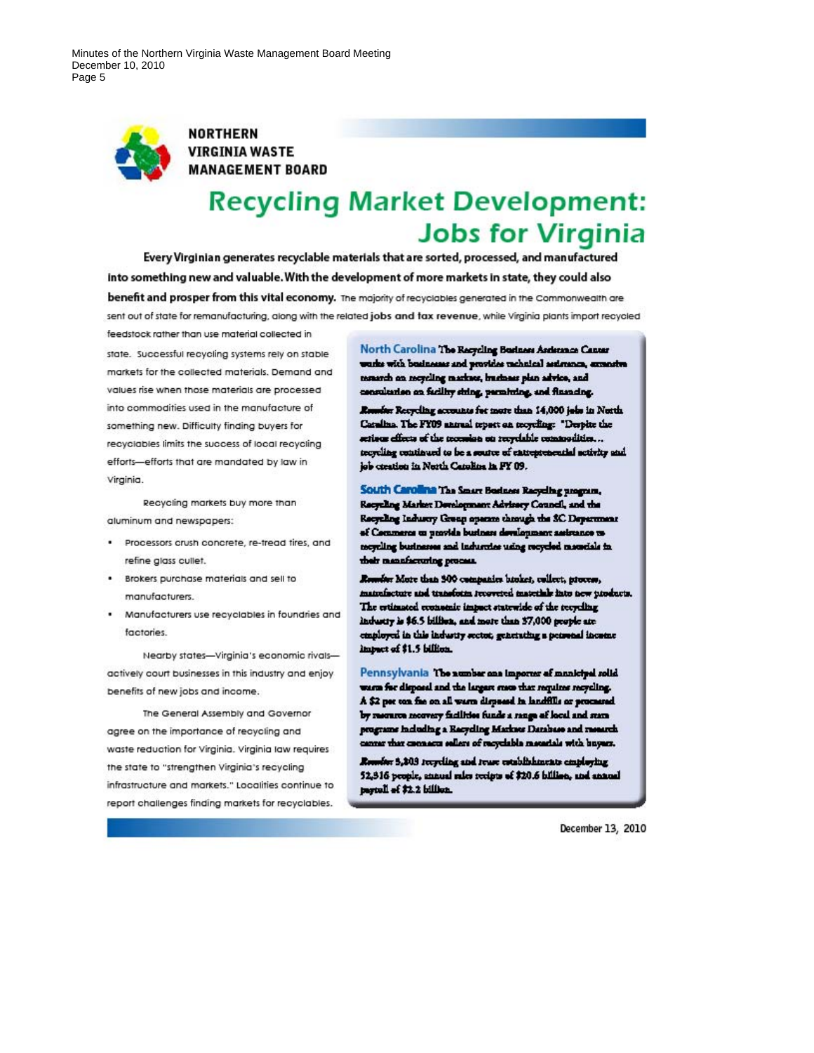NORTHERN VIRGINIA WASTE MANAGEMENT BOARD

# Recycling Market Development: Jobs for Virginia

**Every Virginian generates recyclable materials that are sorted, processed, and manufactured into something new and valuable. With the development of more markets in state, they could also benefit and prosper from this vital economy.** The majority of recyclables generated in the Commonwealth are sent out of state for remanufacturing, along with the related **jobs and tax revenue**, while Virginia plants import recycled feedstock rather than use material collected in state. Successful recycling systems rely on stable markets for the collected materials. Demand and values rise when those materials are processed into commodities used in the manufacture of something new. Difficulty finding buyers for recyclables limits the success of local recycling efforts—efforts that are mandated by law in Virginia.

Recycling markets buy more than aluminum and newspapers:

- Processors crush concrete, re-tread tires, and refine glass cullet.
- Brokers purchase materials and sell to manufacturers.
- Manufacturers use recyclables in foundries and factories.

Nearby states—Virginia's economic rivals—actively court businesses in this industry and enjoy benefits of new jobs and income.

The General Assembly and Governor agree on the importance of recycling and waste reduction for Virginia. Virginia law requires the state to "strengthen Virginia's recycling infrastructure and markets." Localities continue to report challenges finding markets for recyclables.

**North Carolina** The Recycling Business Assistance Center works with businesses and provides technical assistance, extensive research on recycling markets, business plan advice, and consultation on facility siting, permitting, and financing.

**Results:** Recycling accounts for more than 14,000 jobs in North Carolina. The FY09 annual report on recycling: "Despite the serious effects of the recession on recyclable commodities… recycling continued to be a source of entrepreneurial activity and job creation in North Carolina in FY 09.

**South Carolina** The Smart Business Recycling program, Recycling Market Development Advisory Council, and the Recycling Industry Group operate through the SC Department of Commerce to provide business development assistance to recycling businesses and industries using recycled materials in their manufacturing process.

**Results:** More than 500 companies broker, collect, process, manufacture and transform recovered materials into new products. The estimated economic impact statewide of the recycling industry is $6.5 billion, and more than 37,000 people are employed in this industry sector, generating a personal income impact of $1.5 billion.

**Pennsylvania** The number one importer of municipal solid waste for disposal and the largest state that requires recycling. A $2 per ton fee on all waste disposed in landfills or processed by resource recovery facilities funds a range of local and state programs including a Recycling Markets Database and research center that connects sellers of recyclable materials with buyers.

**Results:** 3,809 recycling and reuse establishments employing 52,316 people, annual sales receipts of $20.6 billion, and annual payroll of $2.2 billion.

December 13, 2010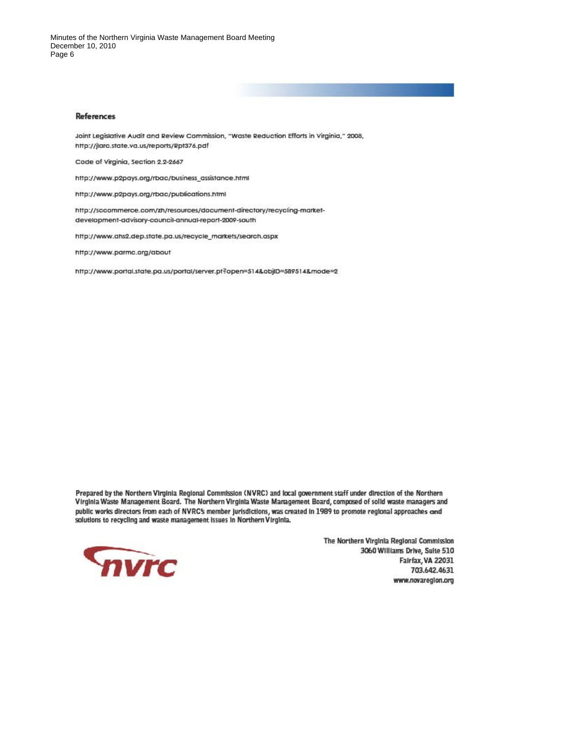### References

Joint Legislative Audit and Review Commission, "Waste Reduction Efforts in Virginia," 2008, http://jlarc.state.va.us/reports/Rpt376.pdf

Code of Virginia, Section 2.2-2667

http://www.p2pays.org/rbac/business_assistance.html

http://www.p2pays.org/rbac/publications.html

http://sccommerce.com/zh/resources/document-directory/recycling-market-development-advisory-council-annual-report-2009-south

http://www.ahs2.dep.state.pa.us/recycle_markets/search.aspx

http://www.parmc.org/about

http://www.portal.state.pa.us/portal/server.pt?open=514&objID=589514&mode=2

Prepared by the Northern Virginia Regional Commission (NVRC) and local government staff under direction of the Northern Virginia Waste Management Board. The Northern Virginia Waste Management Board, composed of solid waste managers and public works directors from each of NVRC's member jurisdictions, was created in 1989 to promote regional approaches and solutions to recycling and waste management issues in Northern Virginia.

nvrc

The Northern Virginia Regional Commission
3060 Williams Drive, Suite 510
Fairfax, VA 22031
703.642.4631
www.novaregion.org